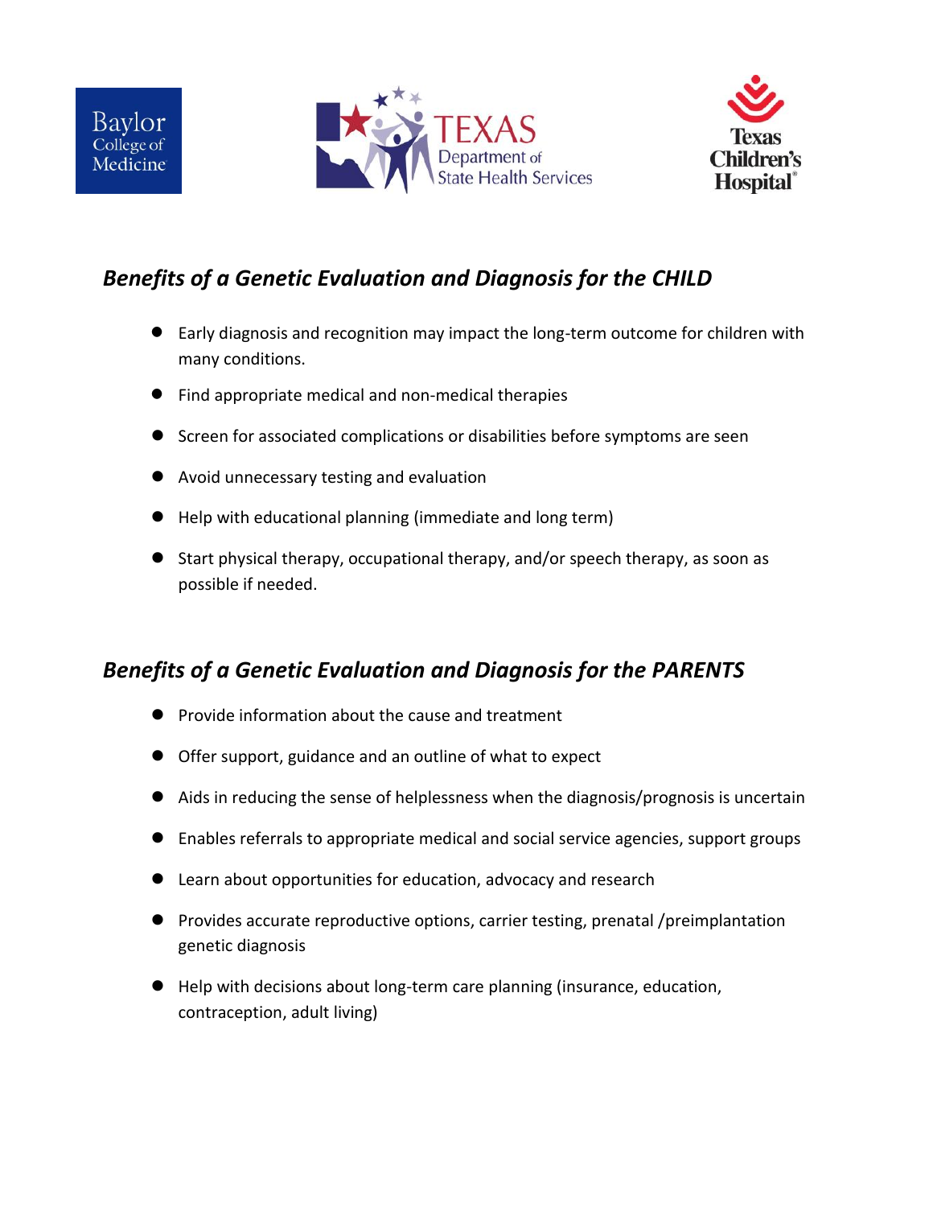## *Benefits of a Genetic Evaluation and Diagnosis for the CHILD*

- Early diagnosis and recognition may impact the long-term outcome for children with many conditions.
- Find appropriate medical and non-medical therapies
- Screen for associated complications or disabilities before symptoms are seen
- Avoid unnecessary testing and evaluation
- Help with educational planning (immediate and long term)
- Start physical therapy, occupational therapy, and/or speech therapy, as soon as possible if needed.

## *Benefits of a Genetic Evaluation and Diagnosis for the PARENTS*

- Provide information about the cause and treatment
- Offer support, guidance and an outline of what to expect
- Aids in reducing the sense of helplessness when the diagnosis/prognosis is uncertain
- Enables referrals to appropriate medical and social service agencies, support groups
- Learn about opportunities for education, advocacy and research
- Provides accurate reproductive options, carrier testing, prenatal /preimplantation genetic diagnosis
- Help with decisions about long-term care planning (insurance, education, contraception, adult living)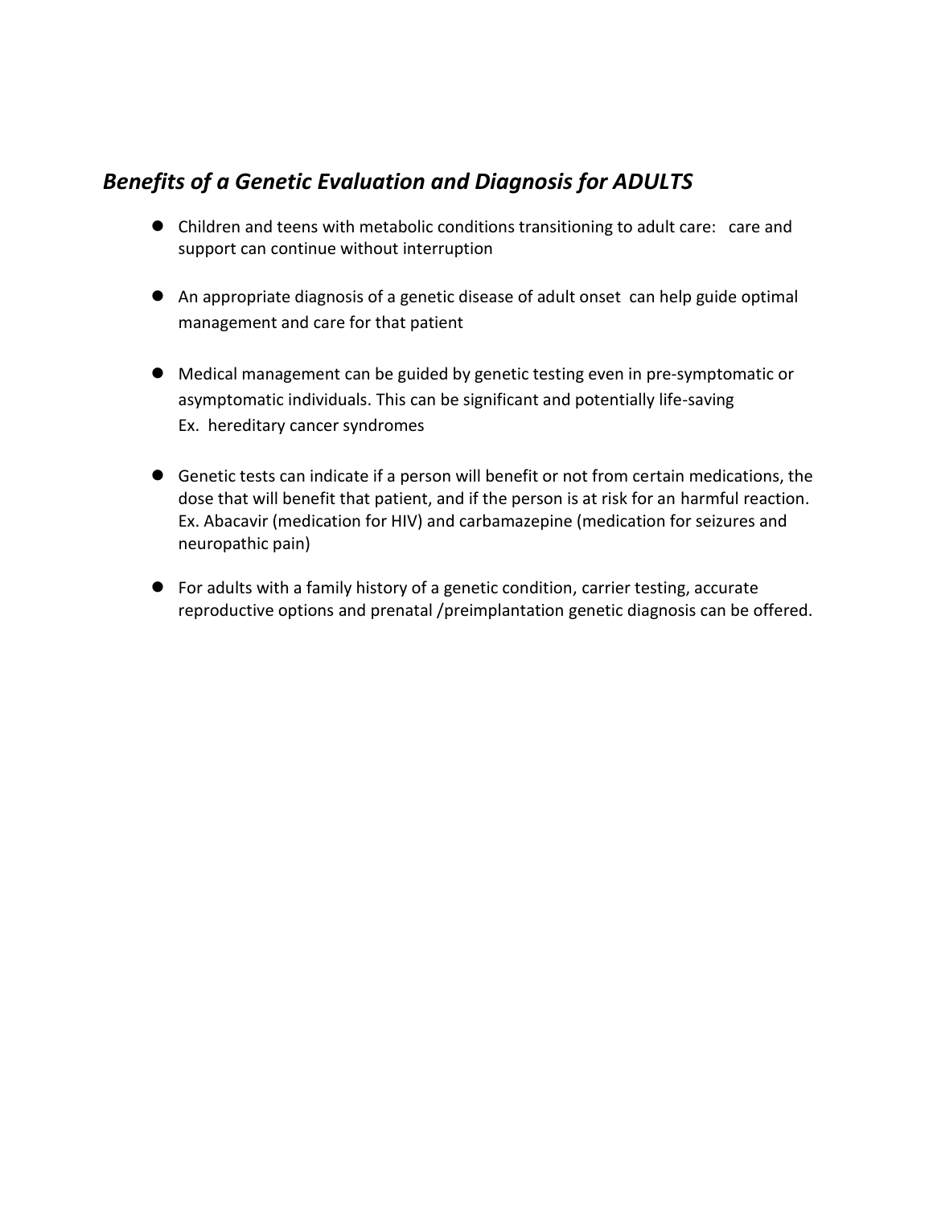## *Benefits of a Genetic Evaluation and Diagnosis for ADULTS*

- Children and teens with metabolic conditions transitioning to adult care: care and support can continue without interruption

- An appropriate diagnosis of a genetic disease of adult onset can help guide optimal management and care for that patient

- Medical management can be guided by genetic testing even in pre-symptomatic or asymptomatic individuals. This can be significant and potentially life-saving
  Ex. hereditary cancer syndromes

- Genetic tests can indicate if a person will benefit or not from certain medications, the dose that will benefit that patient, and if the person is at risk for an harmful reaction.
  Ex. Abacavir (medication for HIV) and carbamazepine (medication for seizures and neuropathic pain)

- For adults with a family history of a genetic condition, carrier testing, accurate reproductive options and prenatal /preimplantation genetic diagnosis can be offered.